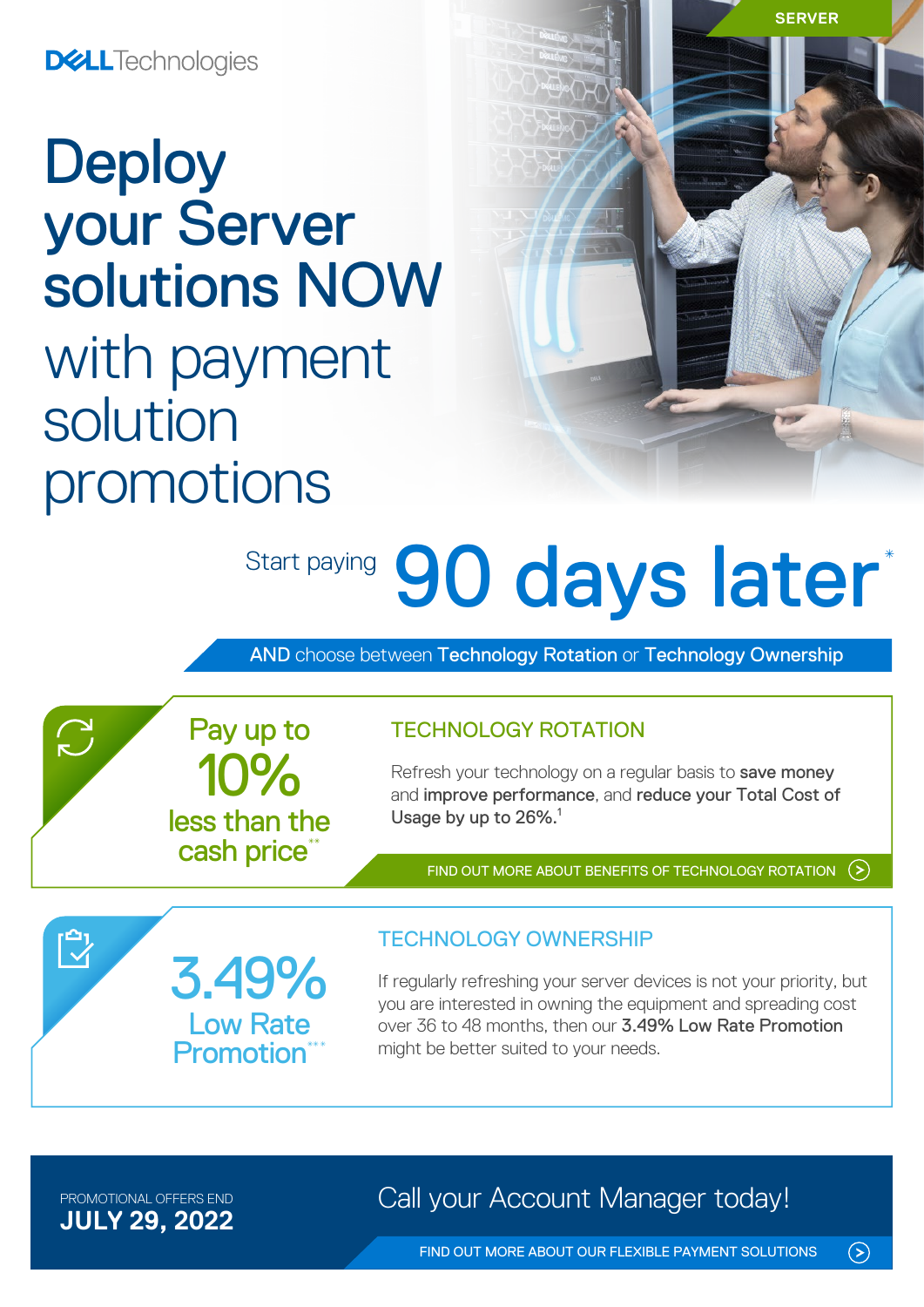SERVER

DELL Technologies

# Deploy your Server solutions NOW with payment solution promotions

Start paying **90 days later***

AND choose between **Technology Rotation** or **Technology Ownership**

**Pay up to 10% less than the cash price****

## TECHNOLOGY ROTATION

Refresh your technology on a regular basis to **save money** and **improve performance**, and **reduce your Total Cost of Usage by up to 26%.**[1]

FIND OUT MORE ABOUT BENEFITS OF TECHNOLOGY ROTATION

**3.49% Low Rate Promotion*****

## TECHNOLOGY OWNERSHIP

If regularly refreshing your server devices is not your priority, but you are interested in owning the equipment and spreading cost over 36 to 48 months, then our **3.49% Low Rate Promotion** might be better suited to your needs.

PROMOTIONAL OFFERS END
**JULY 29, 2022**

Call your Account Manager today!

FIND OUT MORE ABOUT OUR FLEXIBLE PAYMENT SOLUTIONS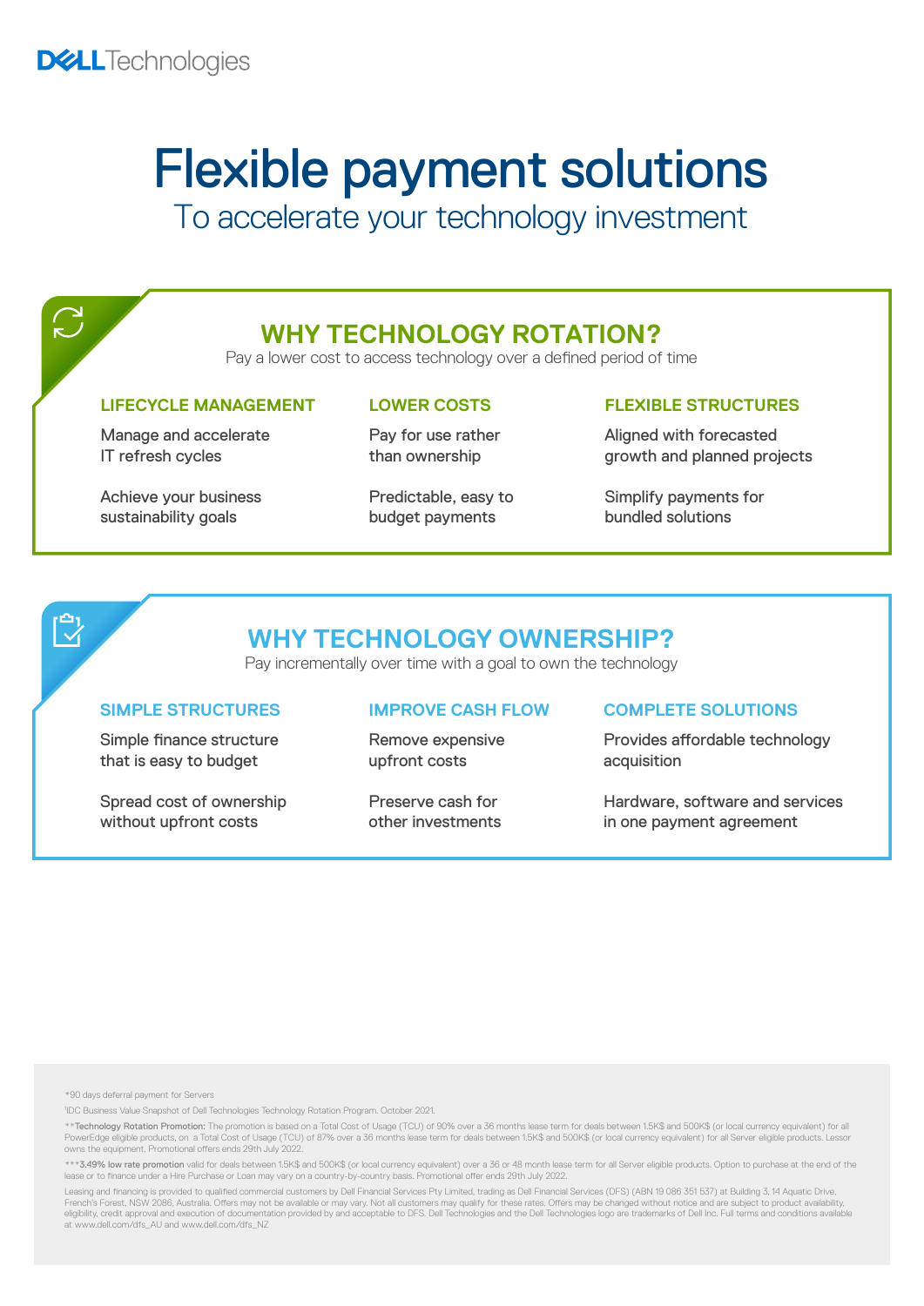# Flexible payment solutions

To accelerate your technology investment

## WHY TECHNOLOGY ROTATION?

Pay a lower cost to access technology over a defined period of time

### LIFECYCLE MANAGEMENT

Manage and accelerate IT refresh cycles

Achieve your business sustainability goals

### LOWER COSTS

Pay for use rather than ownership

Predictable, easy to budget payments

### FLEXIBLE STRUCTURES

Aligned with forecasted growth and planned projects

Simplify payments for bundled solutions

## WHY TECHNOLOGY OWNERSHIP?

Pay incrementally over time with a goal to own the technology

### SIMPLE STRUCTURES

Simple finance structure that is easy to budget

Spread cost of ownership without upfront costs

### IMPROVE CASH FLOW

Remove expensive upfront costs

Preserve cash for other investments

### COMPLETE SOLUTIONS

Provides affordable technology acquisition

Hardware, software and services in one payment agreement

*90 days deferral payment for Servers

[1]IDC Business Value Snapshot of Dell Technologies Technology Rotation Program. October 2021.

**Technology Rotation Promotion: The promotion is based on a Total Cost of Usage (TCU) of 90% over a 36 months lease term for deals between 1.5K$ and 500K$ (or local currency equivalent) for all PowerEdge eligible products, on a Total Cost of Usage (TCU) of 87% over a 36 months lease term for deals between 1.5K$ and 500K$ (or local currency equivalent) for all Server eligible products. Lessor owns the equipment. Promotional offers ends 29th July 2022.

***3.49% low rate promotion valid for deals between 1.5K$ and 500K$ (or local currency equivalent) over a 36 or 48 month lease term for all Server eligible products. Option to purchase at the end of the lease or to finance under a Hire Purchase or Loan may vary on a country-by-country basis. Promotional offer ends 29th July 2022.

Leasing and financing is provided to qualified commercial customers by Dell Financial Services Pty Limited, trading as Dell Financial Services (DFS) (ABN 19 086 351 537) at Building 3, 14 Aquatic Drive, French's Forest, NSW 2086, Australia. Offers may not be available or may vary. Not all customers may qualify for these rates. Offers may be changed without notice and are subject to product availability, eligibility, credit approval and execution of documentation provided by and acceptable to DFS. Dell Technologies and the Dell Technologies logo are trademarks of Dell Inc. Full terms and conditions available at www.dell.com/dfs_AU and www.dell.com/dfs_NZ